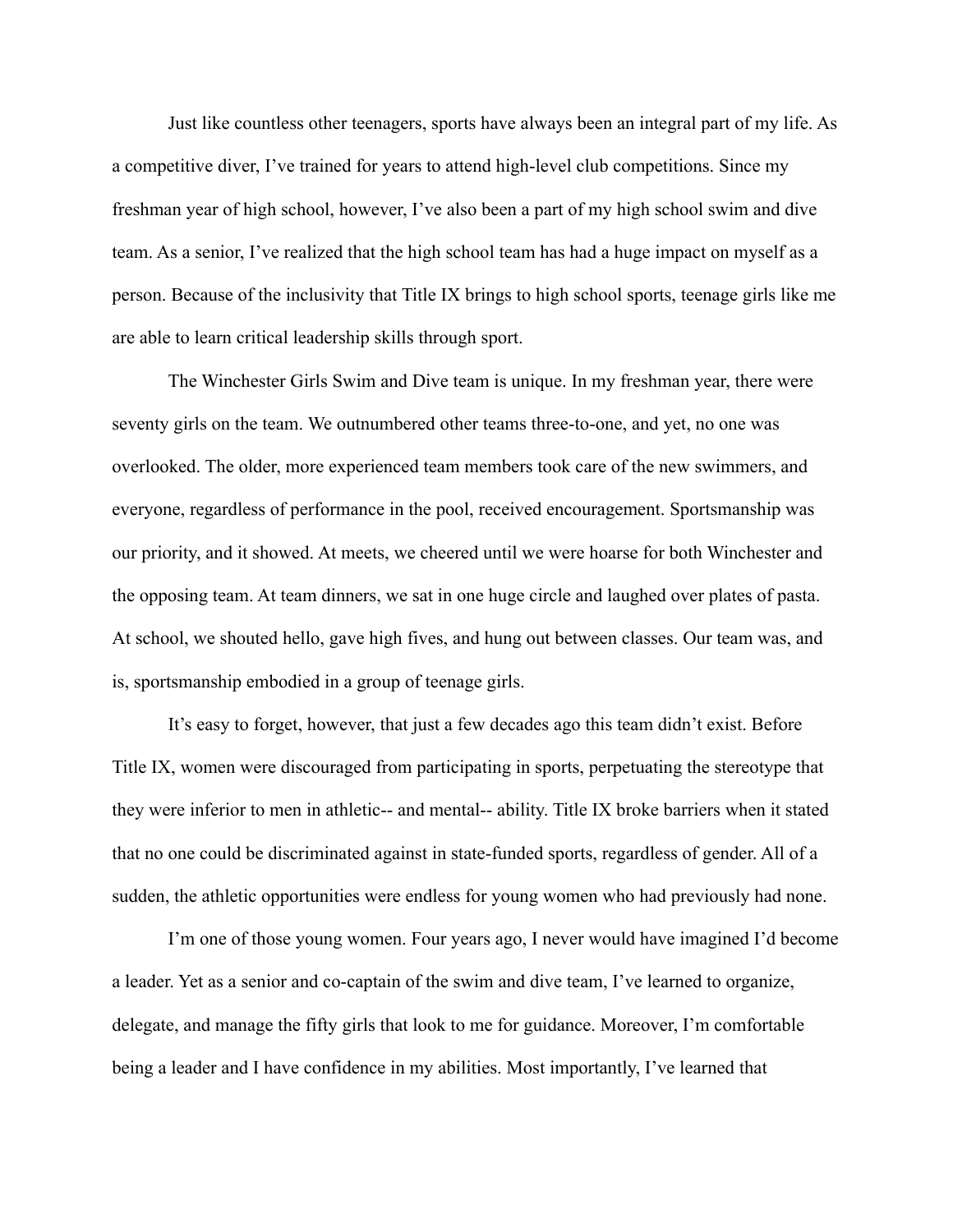Just like countless other teenagers, sports have always been an integral part of my life. As a competitive diver, I've trained for years to attend high-level club competitions. Since my freshman year of high school, however, I've also been a part of my high school swim and dive team. As a senior, I've realized that the high school team has had a huge impact on myself as a person. Because of the inclusivity that Title IX brings to high school sports, teenage girls like me are able to learn critical leadership skills through sport.

The Winchester Girls Swim and Dive team is unique. In my freshman year, there were seventy girls on the team. We outnumbered other teams three-to-one, and yet, no one was overlooked. The older, more experienced team members took care of the new swimmers, and everyone, regardless of performance in the pool, received encouragement. Sportsmanship was our priority, and it showed. At meets, we cheered until we were hoarse for both Winchester and the opposing team. At team dinners, we sat in one huge circle and laughed over plates of pasta. At school, we shouted hello, gave high fives, and hung out between classes. Our team was, and is, sportsmanship embodied in a group of teenage girls.

It's easy to forget, however, that just a few decades ago this team didn't exist. Before Title IX, women were discouraged from participating in sports, perpetuating the stereotype that they were inferior to men in athletic-- and mental-- ability. Title IX broke barriers when it stated that no one could be discriminated against in state-funded sports, regardless of gender. All of a sudden, the athletic opportunities were endless for young women who had previously had none.

I'm one of those young women. Four years ago, I never would have imagined I'd become a leader. Yet as a senior and co-captain of the swim and dive team, I've learned to organize, delegate, and manage the fifty girls that look to me for guidance. Moreover, I'm comfortable being a leader and I have confidence in my abilities. Most importantly, I've learned that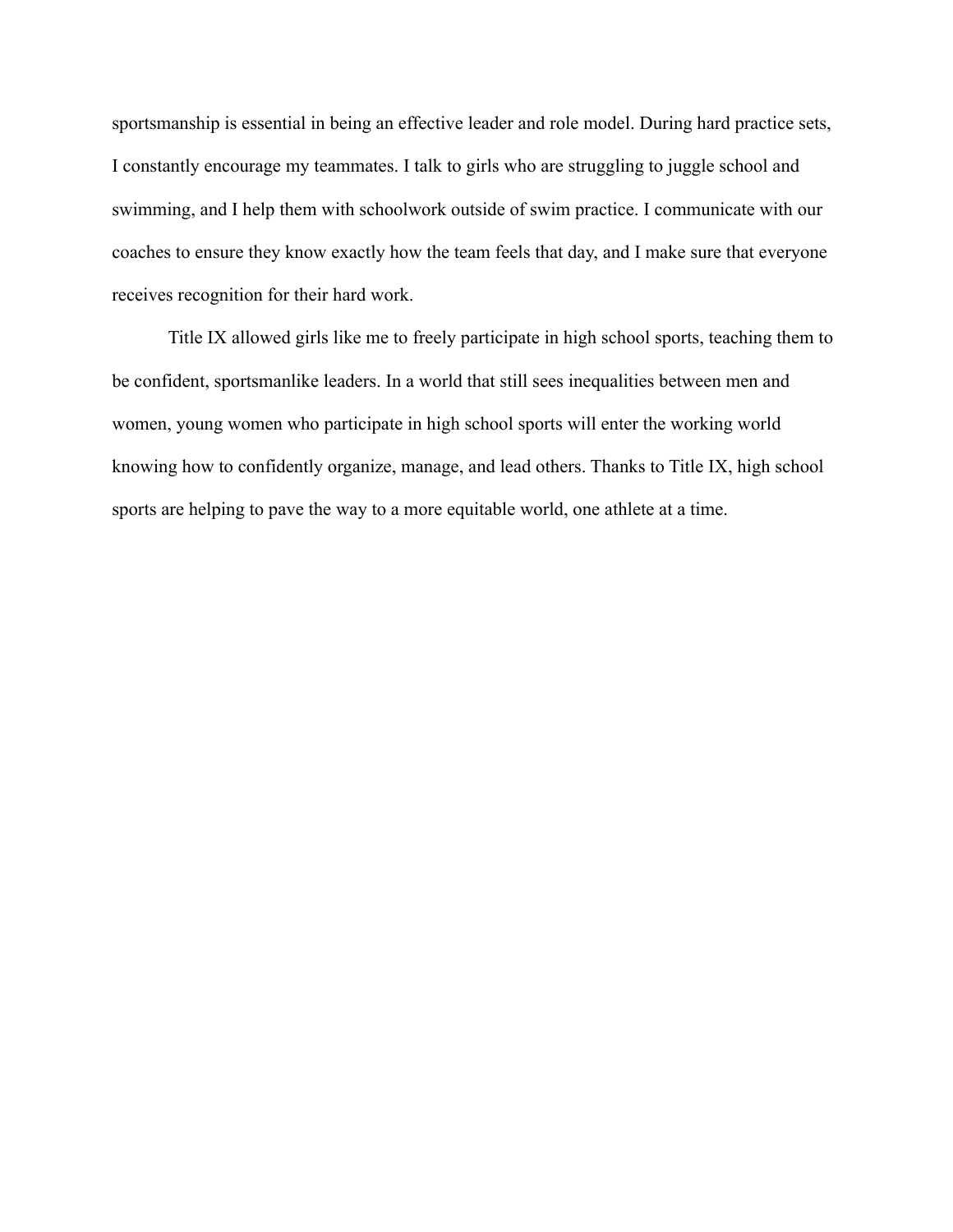sportsmanship is essential in being an effective leader and role model. During hard practice sets, I constantly encourage my teammates. I talk to girls who are struggling to juggle school and swimming, and I help them with schoolwork outside of swim practice. I communicate with our coaches to ensure they know exactly how the team feels that day, and I make sure that everyone receives recognition for their hard work.

Title IX allowed girls like me to freely participate in high school sports, teaching them to be confident, sportsmanlike leaders. In a world that still sees inequalities between men and women, young women who participate in high school sports will enter the working world knowing how to confidently organize, manage, and lead others. Thanks to Title IX, high school sports are helping to pave the way to a more equitable world, one athlete at a time.